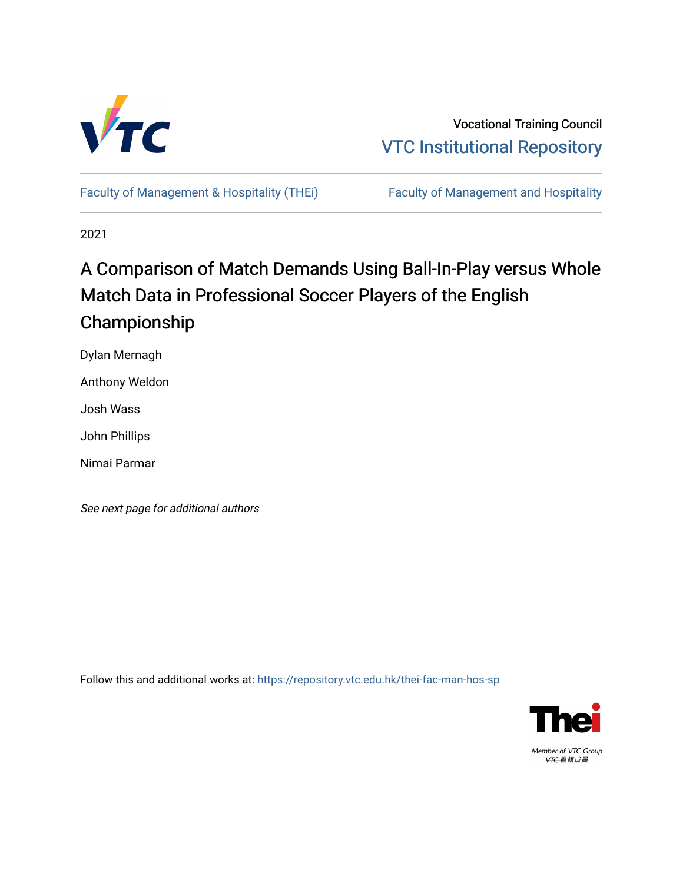Vocational Training Council

VTC Institutional Repository

Faculty of Management & Hospitality (THEi) | Faculty of Management and Hospitality

2021

# A Comparison of Match Demands Using Ball-In-Play versus Whole Match Data in Professional Soccer Players of the English Championship

Dylan Mernagh

Anthony Weldon

Josh Wass

John Phillips

Nimai Parmar

*See next page for additional authors*

Follow this and additional works at: https://repository.vtc.edu.hk/thei-fac-man-hos-sp

Member of VTC Group
VTC機構成員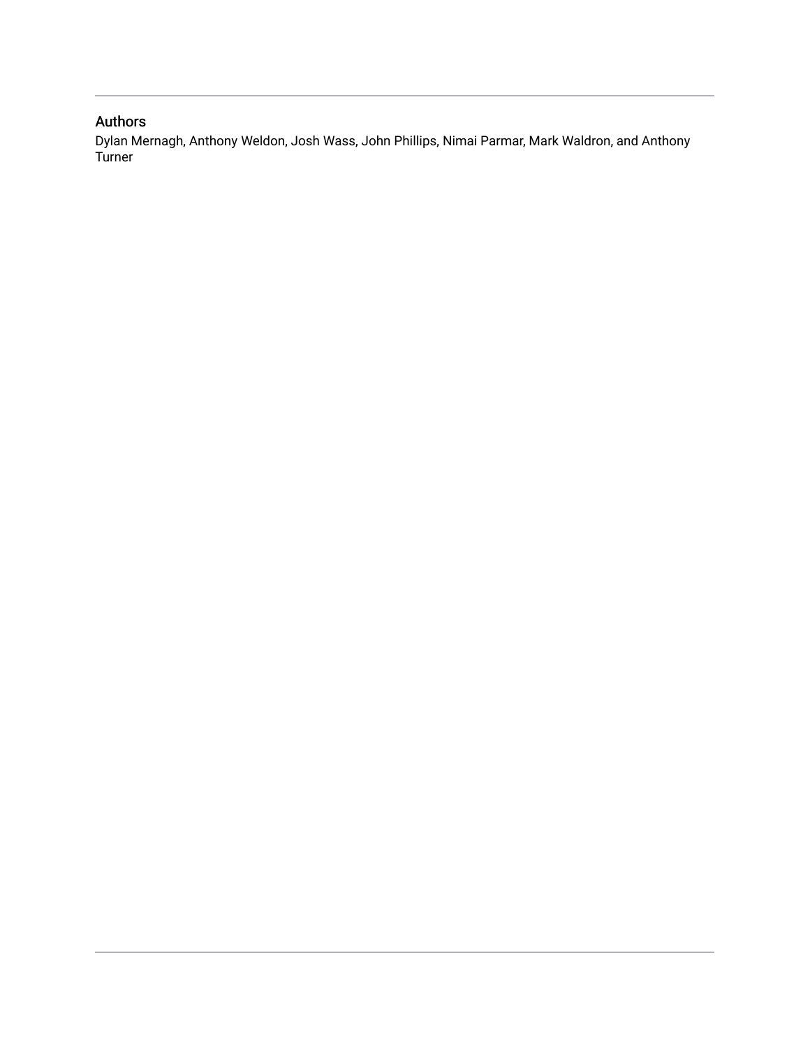## Authors

Dylan Mernagh, Anthony Weldon, Josh Wass, John Phillips, Nimai Parmar, Mark Waldron, and Anthony Turner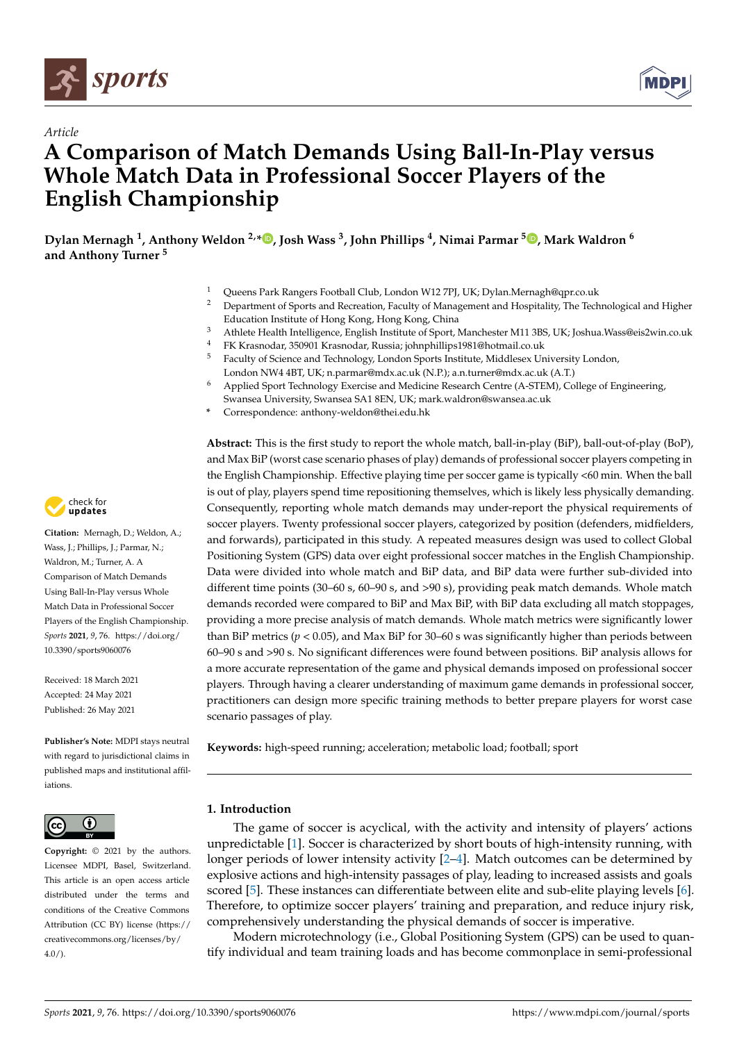# A Comparison of Match Demands Using Ball-In-Play versus Whole Match Data in Professional Soccer Players of the English Championship

**Dylan Mernagh [1], Anthony Weldon [2,*], Josh Wass [3], John Phillips [4], Nimai Parmar [5], Mark Waldron [6] and Anthony Turner [5]**

1. Queens Park Rangers Football Club, London W12 7PJ, UK; Dylan.Mernagh@qpr.co.uk
2. Department of Sports and Recreation, Faculty of Management and Hospitality, The Technological and Higher Education Institute of Hong Kong, Hong Kong, China
3. Athlete Health Intelligence, English Institute of Sport, Manchester M11 3BS, UK; Joshua.Wass@eis2win.co.uk
4. FK Krasnodar, 350901 Krasnodar, Russia; johnphillips1981@hotmail.co.uk
5. Faculty of Science and Technology, London Sports Institute, Middlesex University London, London NW4 4BT, UK; n.parmar@mdx.ac.uk (N.P.); a.n.turner@mdx.ac.uk (A.T.)
6. Applied Sport Technology Exercise and Medicine Research Centre (A-STEM), College of Engineering, Swansea University, Swansea SA1 8EN, UK; mark.waldron@swansea.ac.uk

\* Correspondence: anthony-weldon@thei.edu.hk

**Citation:** Mernagh, D.; Weldon, A.; Wass, J.; Phillips, J.; Parmar, N.; Waldron, M.; Turner, A. A Comparison of Match Demands Using Ball-In-Play versus Whole Match Data in Professional Soccer Players of the English Championship. *Sports* **2021**, *9*, 76. https://doi.org/10.3390/sports9060076

Received: 18 March 2021
Accepted: 24 May 2021
Published: 26 May 2021

**Publisher's Note:** MDPI stays neutral with regard to jurisdictional claims in published maps and institutional affiliations.

**Copyright:** © 2021 by the authors. Licensee MDPI, Basel, Switzerland. This article is an open access article distributed under the terms and conditions of the Creative Commons Attribution (CC BY) license (https://creativecommons.org/licenses/by/4.0/).

**Abstract:** This is the first study to report the whole match, ball-in-play (BiP), ball-out-of-play (BoP), and Max BiP (worst case scenario phases of play) demands of professional soccer players competing in the English Championship. Effective playing time per soccer game is typically <60 min. When the ball is out of play, players spend time repositioning themselves, which is likely less physically demanding. Consequently, reporting whole match demands may under-report the physical requirements of soccer players. Twenty professional soccer players, categorized by position (defenders, midfielders, and forwards), participated in this study. A repeated measures design was used to collect Global Positioning System (GPS) data over eight professional soccer matches in the English Championship. Data were divided into whole match and BiP data, and BiP data were further sub-divided into different time points (30–60 s, 60–90 s, and >90 s), providing peak match demands. Whole match demands recorded were compared to BiP and Max BiP, with BiP data excluding all match stoppages, providing a more precise analysis of match demands. Whole match metrics were significantly lower than BiP metrics ($p < 0.05$), and Max BiP for 30–60 s was significantly higher than periods between 60–90 s and >90 s. No significant differences were found between positions. BiP analysis allows for a more accurate representation of the game and physical demands imposed on professional soccer players. Through having a clearer understanding of maximum game demands in professional soccer, practitioners can design more specific training methods to better prepare players for worst case scenario passages of play.

**Keywords:** high-speed running; acceleration; metabolic load; football; sport

## 1. Introduction

The game of soccer is acyclical, with the activity and intensity of players' actions unpredictable [1]. Soccer is characterized by short bouts of high-intensity running, with longer periods of lower intensity activity [2–4]. Match outcomes can be determined by explosive actions and high-intensity passages of play, leading to increased assists and goals scored [5]. These instances can differentiate between elite and sub-elite playing levels [6]. Therefore, to optimize soccer players' training and preparation, and reduce injury risk, comprehensively understanding the physical demands of soccer is imperative.

Modern microtechnology (i.e., Global Positioning System (GPS) can be used to quantify individual and team training loads and has become commonplace in semi-professional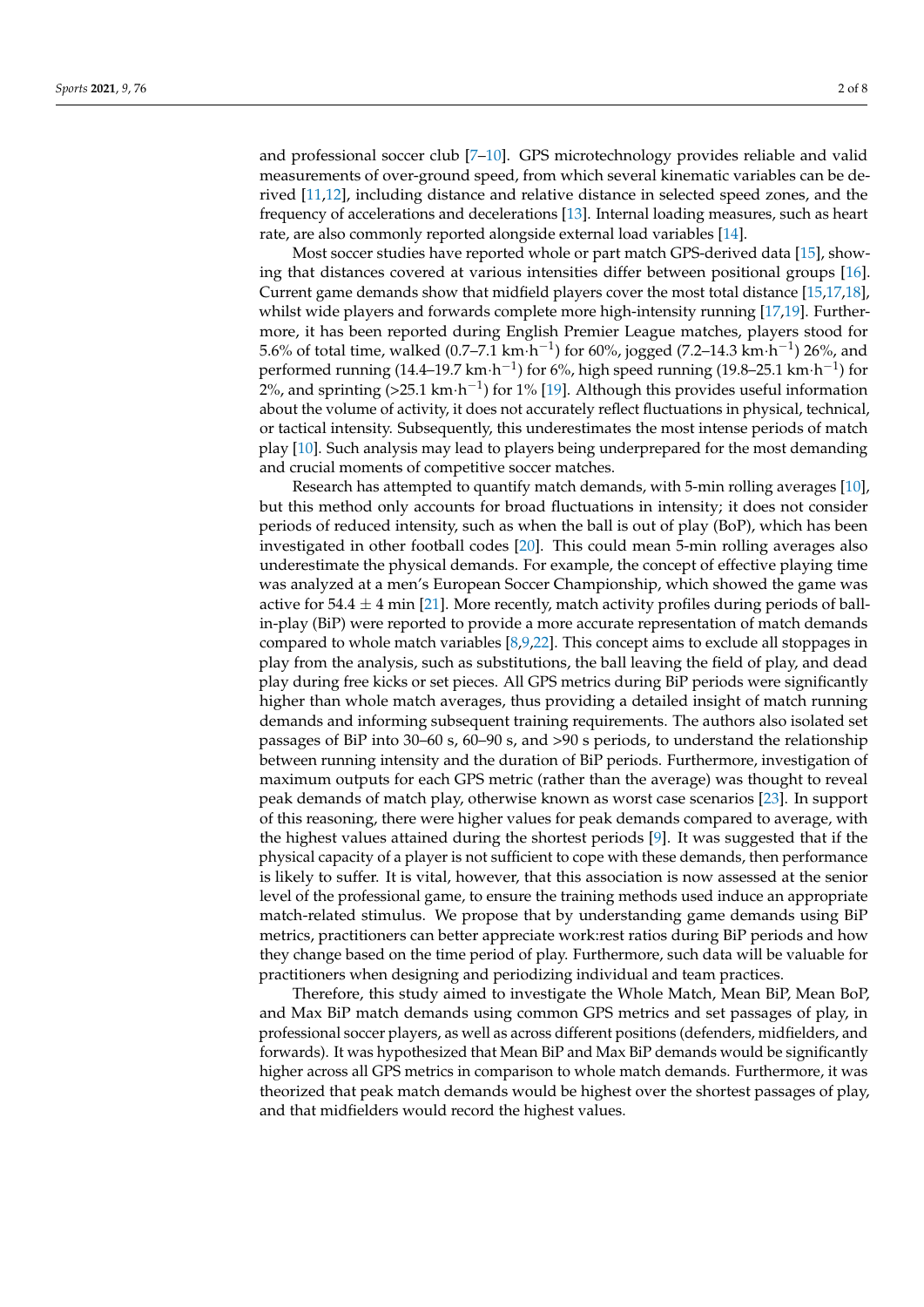and professional soccer club [7–10]. GPS microtechnology provides reliable and valid measurements of over-ground speed, from which several kinematic variables can be derived [11,12], including distance and relative distance in selected speed zones, and the frequency of accelerations and decelerations [13]. Internal loading measures, such as heart rate, are also commonly reported alongside external load variables [14].

Most soccer studies have reported whole or part match GPS-derived data [15], showing that distances covered at various intensities differ between positional groups [16]. Current game demands show that midfield players cover the most total distance [15,17,18], whilst wide players and forwards complete more high-intensity running [17,19]. Furthermore, it has been reported during English Premier League matches, players stood for 5.6% of total time, walked (0.7–7.1 $\text{km}\cdot\text{h}^{-1}$) for 60%, jogged (7.2–14.3 $\text{km}\cdot\text{h}^{-1}$) 26%, and performed running (14.4–19.7 $\text{km}\cdot\text{h}^{-1}$) for 6%, high speed running (19.8–25.1 $\text{km}\cdot\text{h}^{-1}$) for 2%, and sprinting (>25.1 $\text{km}\cdot\text{h}^{-1}$) for 1% [19]. Although this provides useful information about the volume of activity, it does not accurately reflect fluctuations in physical, technical, or tactical intensity. Subsequently, this underestimates the most intense periods of match play [10]. Such analysis may lead to players being underprepared for the most demanding and crucial moments of competitive soccer matches.

Research has attempted to quantify match demands, with 5-min rolling averages [10], but this method only accounts for broad fluctuations in intensity; it does not consider periods of reduced intensity, such as when the ball is out of play (BoP), which has been investigated in other football codes [20]. This could mean 5-min rolling averages also underestimate the physical demands. For example, the concept of effective playing time was analyzed at a men's European Soccer Championship, which showed the game was active for 54.4 $\pm$ 4 min [21]. More recently, match activity profiles during periods of ball-in-play (BiP) were reported to provide a more accurate representation of match demands compared to whole match variables [8,9,22]. This concept aims to exclude all stoppages in play from the analysis, such as substitutions, the ball leaving the field of play, and dead play during free kicks or set pieces. All GPS metrics during BiP periods were significantly higher than whole match averages, thus providing a detailed insight of match running demands and informing subsequent training requirements. The authors also isolated set passages of BiP into 30–60 s, 60–90 s, and >90 s periods, to understand the relationship between running intensity and the duration of BiP periods. Furthermore, investigation of maximum outputs for each GPS metric (rather than the average) was thought to reveal peak demands of match play, otherwise known as worst case scenarios [23]. In support of this reasoning, there were higher values for peak demands compared to average, with the highest values attained during the shortest periods [9]. It was suggested that if the physical capacity of a player is not sufficient to cope with these demands, then performance is likely to suffer. It is vital, however, that this association is now assessed at the senior level of the professional game, to ensure the training methods used induce an appropriate match-related stimulus. We propose that by understanding game demands using BiP metrics, practitioners can better appreciate work:rest ratios during BiP periods and how they change based on the time period of play. Furthermore, such data will be valuable for practitioners when designing and periodizing individual and team practices.

Therefore, this study aimed to investigate the Whole Match, Mean BiP, Mean BoP, and Max BiP match demands using common GPS metrics and set passages of play, in professional soccer players, as well as across different positions (defenders, midfielders, and forwards). It was hypothesized that Mean BiP and Max BiP demands would be significantly higher across all GPS metrics in comparison to whole match demands. Furthermore, it was theorized that peak match demands would be highest over the shortest passages of play, and that midfielders would record the highest values.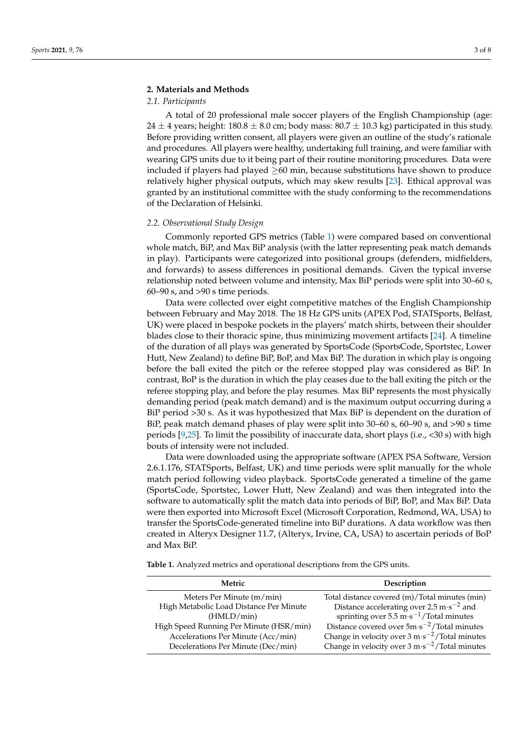## 2. Materials and Methods

### 2.1. Participants

A total of 20 professional male soccer players of the English Championship (age: $24 \pm 4$ years; height: $180.8 \pm 8.0$ cm; body mass: $80.7 \pm 10.3$ kg) participated in this study. Before providing written consent, all players were given an outline of the study's rationale and procedures. All players were healthy, undertaking full training, and were familiar with wearing GPS units due to it being part of their routine monitoring procedures. Data were included if players had played $\geq$60 min, because substitutions have shown to produce relatively higher physical outputs, which may skew results [23]. Ethical approval was granted by an institutional committee with the study conforming to the recommendations of the Declaration of Helsinki.

### 2.2. Observational Study Design

Commonly reported GPS metrics (Table 1) were compared based on conventional whole match, BiP, and Max BiP analysis (with the latter representing peak match demands in play). Participants were categorized into positional groups (defenders, midfielders, and forwards) to assess differences in positional demands. Given the typical inverse relationship noted between volume and intensity, Max BiP periods were split into 30–60 s, 60–90 s, and >90 s time periods.

Data were collected over eight competitive matches of the English Championship between February and May 2018. The 18 Hz GPS units (APEX Pod, STATSports, Belfast, UK) were placed in bespoke pockets in the players' match shirts, between their shoulder blades close to their thoracic spine, thus minimizing movement artifacts [24]. A timeline of the duration of all plays was generated by SportsCode (SportsCode, Sportstec, Lower Hutt, New Zealand) to define BiP, BoP, and Max BiP. The duration in which play is ongoing before the ball exited the pitch or the referee stopped play was considered as BiP. In contrast, BoP is the duration in which the play ceases due to the ball exiting the pitch or the referee stopping play, and before the play resumes. Max BiP represents the most physically demanding period (peak match demand) and is the maximum output occurring during a BiP period >30 s. As it was hypothesized that Max BiP is dependent on the duration of BiP, peak match demand phases of play were split into 30–60 s, 60–90 s, and >90 s time periods [9,25]. To limit the possibility of inaccurate data, short plays (i.e., <30 s) with high bouts of intensity were not included.

Data were downloaded using the appropriate software (APEX PSA Software, Version 2.6.1.176, STATSports, Belfast, UK) and time periods were split manually for the whole match period following video playback. SportsCode generated a timeline of the game (SportsCode, Sportstec, Lower Hutt, New Zealand) and was then integrated into the software to automatically split the match data into periods of BiP, BoP, and Max BiP. Data were then exported into Microsoft Excel (Microsoft Corporation, Redmond, WA, USA) to transfer the SportsCode-generated timeline into BiP durations. A data workflow was then created in Alteryx Designer 11.7, (Alteryx, Irvine, CA, USA) to ascertain periods of BoP and Max BiP.

**Table 1.** Analyzed metrics and operational descriptions from the GPS units.

| Metric | Description |
|---|---|
| Meters Per Minute (m/min) | Total distance covered (m)/Total minutes (min) |
| High Metabolic Load Distance Per Minute (HMLD/min) | Distance accelerating over 2.5 $m \cdot s^{-2}$ and sprinting over 5.5 $m \cdot s^{-1}$/Total minutes |
| High Speed Running Per Minute (HSR/min) | Distance covered over $5 m \cdot s^{-2}$/Total minutes |
| Accelerations Per Minute (Acc/min) | Change in velocity over 3 $m \cdot s^{-2}$/Total minutes |
| Decelerations Per Minute (Dec/min) | Change in velocity over 3 $m \cdot s^{-2}$/Total minutes |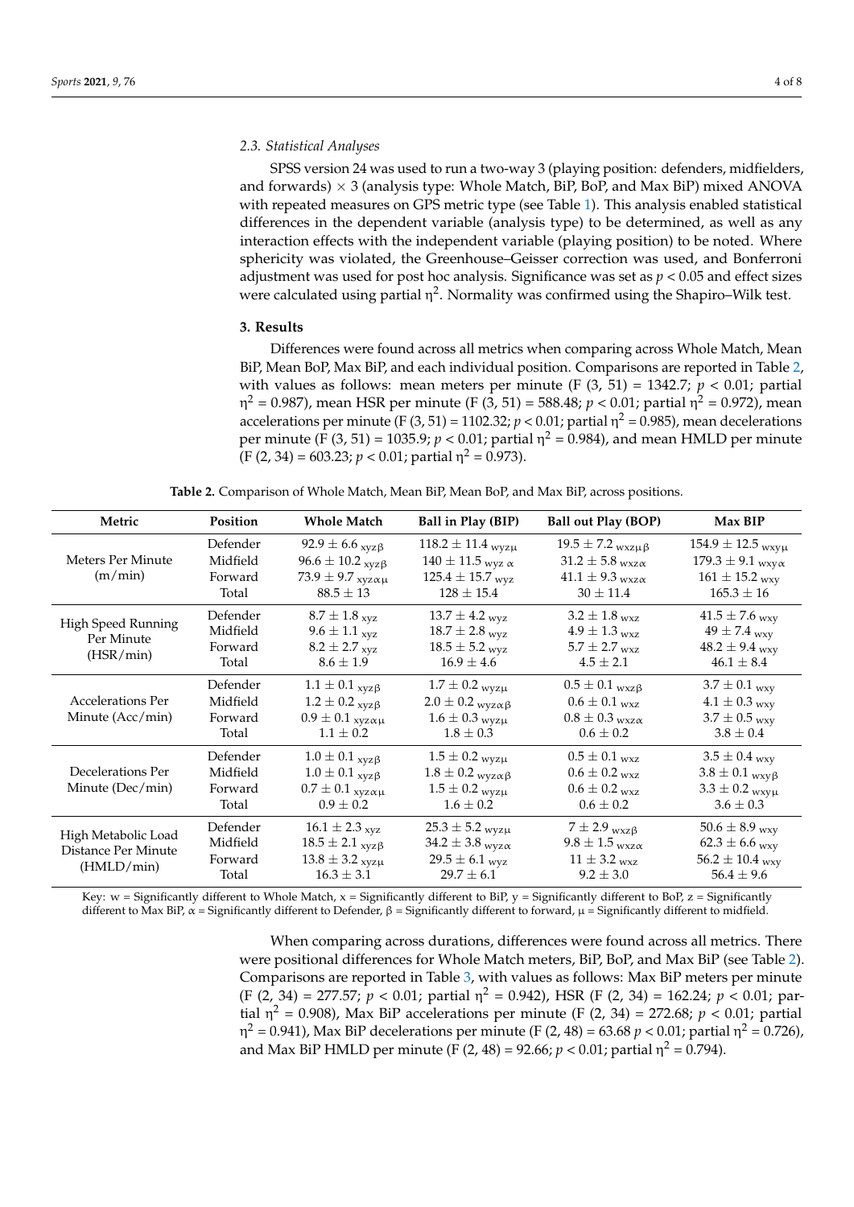### 2.3. Statistical Analyses

SPSS version 24 was used to run a two-way 3 (playing position: defenders, midfielders, and forwards) × 3 (analysis type: Whole Match, BiP, BoP, and Max BiP) mixed ANOVA with repeated measures on GPS metric type (see Table 1). This analysis enabled statistical differences in the dependent variable (analysis type) to be determined, as well as any interaction effects with the independent variable (playing position) to be noted. Where sphericity was violated, the Greenhouse–Geisser correction was used, and Bonferroni adjustment was used for post hoc analysis. Significance was set as $p < 0.05$ and effect sizes were calculated using partial $\eta^2$. Normality was confirmed using the Shapiro–Wilk test.

## 3. Results

Differences were found across all metrics when comparing across Whole Match, Mean BiP, Mean BoP, Max BiP, and each individual position. Comparisons are reported in Table 2, with values as follows: mean meters per minute ($F$ (3, 51) = 1342.7; $p < 0.01$; partial $\eta^2 = 0.987$), mean HSR per minute ($F$ (3, 51) = 588.48; $p < 0.01$; partial $\eta^2 = 0.972$), mean accelerations per minute ($F$ (3, 51) = 1102.32; $p < 0.01$; partial $\eta^2 = 0.985$), mean decelerations per minute ($F$ (3, 51) = 1035.9; $p < 0.01$; partial $\eta^2 = 0.984$), and mean HMLD per minute ($F$ (2, 34) = 603.23; $p < 0.01$; partial $\eta^2 = 0.973$).

**Table 2.** Comparison of Whole Match, Mean BiP, Mean BoP, and Max BiP, across positions.

| Metric | Position | Whole Match | Ball in Play (BIP) | Ball out Play (BOP) | Max BIP |
|---|---|---|---|---|---|
| Meters Per Minute (m/min) | Defender | $92.9 \pm 6.6_{xyz\beta}$ | $118.2 \pm 11.4_{wyz\mu}$ | $19.5 \pm 7.2_{wxz\mu\beta}$ | $154.9 \pm 12.5_{wxy\mu}$ |
| | Midfield | $96.6 \pm 10.2_{xyz\beta}$ | $140 \pm 11.5_{wyz\alpha}$ | $31.2 \pm 5.8_{wxz\alpha}$ | $179.3 \pm 9.1_{wxy\alpha}$ |
| | Forward | $73.9 \pm 9.7_{xyz\alpha\mu}$ | $125.4 \pm 15.7_{wyz}$ | $41.1 \pm 9.3_{wxz\alpha}$ | $161 \pm 15.2_{wxy}$ |
| | Total | $88.5 \pm 13$ | $128 \pm 15.4$ | $30 \pm 11.4$ | $165.3 \pm 16$ |
| High Speed Running Per Minute (HSR/min) | Defender | $8.7 \pm 1.8_{xyz}$ | $13.7 \pm 4.2_{wyz}$ | $3.2 \pm 1.8_{wxz}$ | $41.5 \pm 7.6_{wxy}$ |
| | Midfield | $9.6 \pm 1.1_{xyz}$ | $18.7 \pm 2.8_{wyz}$ | $4.9 \pm 1.3_{wxz}$ | $49 \pm 7.4_{wxy}$ |
| | Forward | $8.2 \pm 2.7_{xyz}$ | $18.5 \pm 5.2_{wyz}$ | $5.7 \pm 2.7_{wxz}$ | $48.2 \pm 9.4_{wxy}$ |
| | Total | $8.6 \pm 1.9$ | $16.9 \pm 4.6$ | $4.5 \pm 2.1$ | $46.1 \pm 8.4$ |
| Accelerations Per Minute (Acc/min) | Defender | $1.1 \pm 0.1_{xyz\beta}$ | $1.7 \pm 0.2_{wyz\mu}$ | $0.5 \pm 0.1_{wxz\beta}$ | $3.7 \pm 0.1_{wxy}$ |
| | Midfield | $1.2 \pm 0.2_{xyz\beta}$ | $2.0 \pm 0.2_{wyz\alpha\beta}$ | $0.6 \pm 0.1_{wxz}$ | $4.1 \pm 0.3_{wxy}$ |
| | Forward | $0.9 \pm 0.1_{xyz\alpha\mu}$ | $1.6 \pm 0.3_{wyz\mu}$ | $0.8 \pm 0.3_{wxz\alpha}$ | $3.7 \pm 0.5_{wxy}$ |
| | Total | $1.1 \pm 0.2$ | $1.8 \pm 0.3$ | $0.6 \pm 0.2$ | $3.8 \pm 0.4$ |
| Decelerations Per Minute (Dec/min) | Defender | $1.0 \pm 0.1_{xyz\beta}$ | $1.5 \pm 0.2_{wyz\mu}$ | $0.5 \pm 0.1_{wxz}$ | $3.5 \pm 0.4_{wxy}$ |
| | Midfield | $1.0 \pm 0.1_{xyz\beta}$ | $1.8 \pm 0.2_{wyz\alpha\beta}$ | $0.6 \pm 0.2_{wxz}$ | $3.8 \pm 0.1_{wxy\beta}$ |
| | Forward | $0.7 \pm 0.1_{xyz\alpha\mu}$ | $1.5 \pm 0.2_{wyz\mu}$ | $0.6 \pm 0.2_{wxz}$ | $3.3 \pm 0.2_{wxy\mu}$ |
| | Total | $0.9 \pm 0.2$ | $1.6 \pm 0.2$ | $0.6 \pm 0.2$ | $3.6 \pm 0.3$ |
| High Metabolic Load Distance Per Minute (HMLD/min) | Defender | $16.1 \pm 2.3_{xyz}$ | $25.3 \pm 5.2_{wyz\mu}$ | $7 \pm 2.9_{wxz\beta}$ | $50.6 \pm 8.9_{wxy}$ |
| | Midfield | $18.5 \pm 2.1_{xyz\beta}$ | $34.2 \pm 3.8_{wyz\alpha}$ | $9.8 \pm 1.5_{wxz\alpha}$ | $62.3 \pm 6.6_{wxy}$ |
| | Forward | $13.8 \pm 3.2_{xyz\mu}$ | $29.5 \pm 6.1_{wyz}$ | $11 \pm 3.2_{wxz}$ | $56.2 \pm 10.4_{wxy}$ |
| | Total | $16.3 \pm 3.1$ | $29.7 \pm 6.1$ | $9.2 \pm 3.0$ | $56.4 \pm 9.6$ |

Key: w = Significantly different to Whole Match, x = Significantly different to BiP, y = Significantly different to BoP, z = Significantly different to Max BiP, α = Significantly different to Defender, β = Significantly different to forward, μ = Significantly different to midfield.

When comparing across durations, differences were found across all metrics. There were positional differences for Whole Match meters, BiP, BoP, and Max BiP (see Table 2). Comparisons are reported in Table 3, with values as follows: Max BiP meters per minute ($F$ (2, 34) = 277.57; $p < 0.01$; partial $\eta^2 = 0.942$), HSR ($F$ (2, 34) = 162.24; $p < 0.01$; partial $\eta^2 = 0.908$), Max BiP accelerations per minute ($F$ (2, 34) = 272.68; $p < 0.01$; partial $\eta^2 = 0.941$), Max BiP decelerations per minute ($F$ (2, 48) = 63.68 $p < 0.01$; partial $\eta^2 = 0.726$), and Max BiP HMLD per minute ($F$ (2, 48) = 92.66; $p < 0.01$; partial $\eta^2 = 0.794$).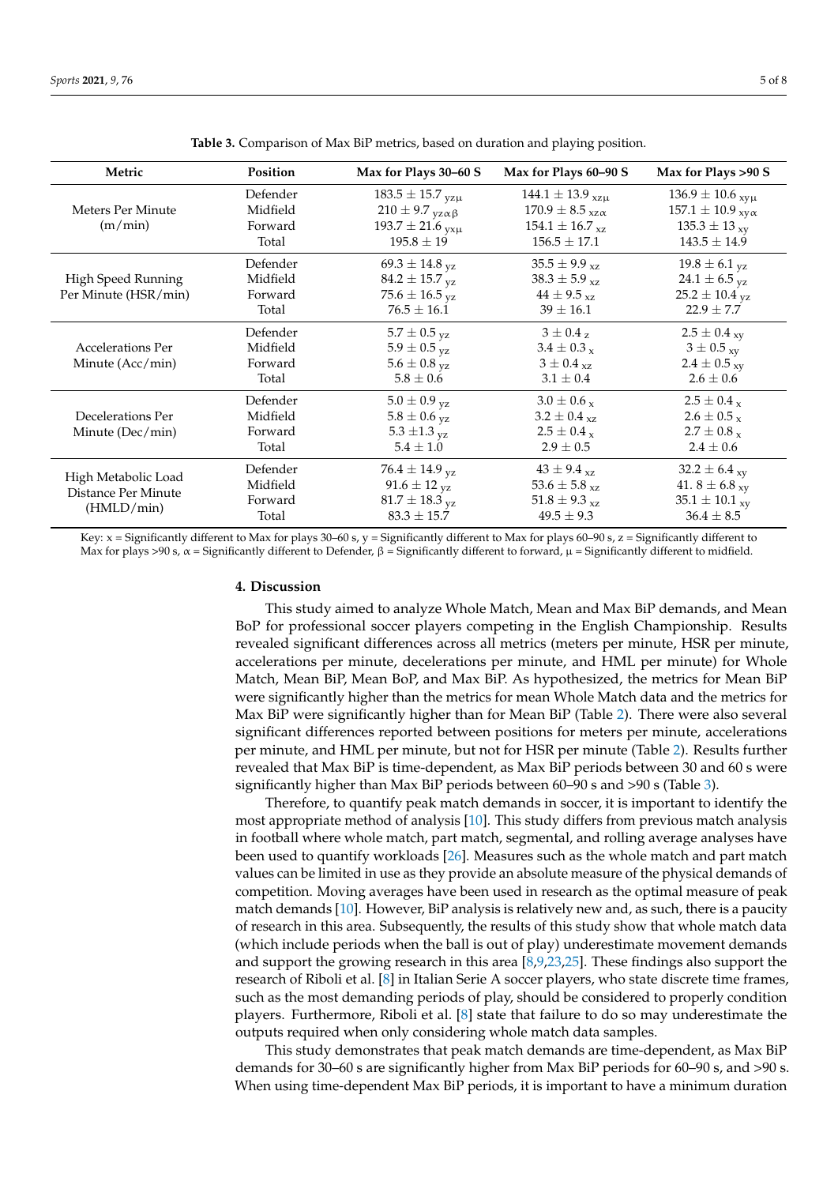**Table 3.** Comparison of Max BiP metrics, based on duration and playing position.

| Metric | Position | Max for Plays 30–60 S | Max for Plays 60–90 S | Max for Plays >90 S |
|---|---|---|---|---|
| Meters Per Minute (m/min) | Defender | $183.5 \pm 15.7_{yz\mu}$ | $144.1 \pm 13.9_{xz\mu}$ | $136.9 \pm 10.6_{xy\mu}$ |
| | Midfield | $210 \pm 9.7_{yz\alpha\beta}$ | $170.9 \pm 8.5_{xz\alpha}$ | $157.1 \pm 10.9_{xy\alpha}$ |
| | Forward | $193.7 \pm 21.6_{yx\mu}$ | $154.1 \pm 16.7_{xz}$ | $135.3 \pm 13_{xy}$ |
| | Total | $195.8 \pm 19$ | $156.5 \pm 17.1$ | $143.5 \pm 14.9$ |
| High Speed Running Per Minute (HSR/min) | Defender | $69.3 \pm 14.8_{yz}$ | $35.5 \pm 9.9_{xz}$ | $19.8 \pm 6.1_{yz}$ |
| | Midfield | $84.2 \pm 15.7_{yz}$ | $38.3 \pm 5.9_{xz}$ | $24.1 \pm 6.5_{yz}$ |
| | Forward | $75.6 \pm 16.5_{yz}$ | $44 \pm 9.5_{xz}$ | $25.2 \pm 10.4_{yz}$ |
| | Total | $76.5 \pm 16.1$ | $39 \pm 16.1$ | $22.9 \pm 7.7$ |
| Accelerations Per Minute (Acc/min) | Defender | $5.7 \pm 0.5_{yz}$ | $3 \pm 0.4_{z}$ | $2.5 \pm 0.4_{xy}$ |
| | Midfield | $5.9 \pm 0.5_{yz}$ | $3.4 \pm 0.3_{x}$ | $3 \pm 0.5_{xy}$ |
| | Forward | $5.6 \pm 0.8_{yz}$ | $3 \pm 0.4_{xz}$ | $2.4 \pm 0.5_{xy}$ |
| | Total | $5.8 \pm 0.6$ | $3.1 \pm 0.4$ | $2.6 \pm 0.6$ |
| Decelerations Per Minute (Dec/min) | Defender | $5.0 \pm 0.9_{yz}$ | $3.0 \pm 0.6_{x}$ | $2.5 \pm 0.4_{x}$ |
| | Midfield | $5.8 \pm 0.6_{yz}$ | $3.2 \pm 0.4_{xz}$ | $2.6 \pm 0.5_{x}$ |
| | Forward | $5.3 \pm 1.3_{yz}$ | $2.5 \pm 0.4_{x}$ | $2.7 \pm 0.8_{x}$ |
| | Total | $5.4 \pm 1.0$ | $2.9 \pm 0.5$ | $2.4 \pm 0.6$ |
| High Metabolic Load Distance Per Minute (HMLD/min) | Defender | $76.4 \pm 14.9_{yz}$ | $43 \pm 9.4_{xz}$ | $32.2 \pm 6.4_{xy}$ |
| | Midfield | $91.6 \pm 12_{yz}$ | $53.6 \pm 5.8_{xz}$ | $41.8 \pm 6.8_{xy}$ |
| | Forward | $81.7 \pm 18.3_{yz}$ | $51.8 \pm 9.3_{xz}$ | $35.1 \pm 10.1_{xy}$ |
| | Total | $83.3 \pm 15.7$ | $49.5 \pm 9.3$ | $36.4 \pm 8.5$ |

Key: x = Significantly different to Max for plays 30–60 s, y = Significantly different to Max for plays 60–90 s, z = Significantly different to Max for plays >90 s, α = Significantly different to Defender, β = Significantly different to forward, μ = Significantly different to midfield.

## 4. Discussion

This study aimed to analyze Whole Match, Mean and Max BiP demands, and Mean BoP for professional soccer players competing in the English Championship. Results revealed significant differences across all metrics (meters per minute, HSR per minute, accelerations per minute, decelerations per minute, and HML per minute) for Whole Match, Mean BiP, Mean BoP, and Max BiP. As hypothesized, the metrics for Mean BiP were significantly higher than the metrics for mean Whole Match data and the metrics for Max BiP were significantly higher than for Mean BiP (Table 2). There were also several significant differences reported between positions for meters per minute, accelerations per minute, and HML per minute, but not for HSR per minute (Table 2). Results further revealed that Max BiP is time-dependent, as Max BiP periods between 30 and 60 s were significantly higher than Max BiP periods between 60–90 s and >90 s (Table 3).

Therefore, to quantify peak match demands in soccer, it is important to identify the most appropriate method of analysis [10]. This study differs from previous match analysis in football where whole match, part match, segmental, and rolling average analyses have been used to quantify workloads [26]. Measures such as the whole match and part match values can be limited in use as they provide an absolute measure of the physical demands of competition. Moving averages have been used in research as the optimal measure of peak match demands [10]. However, BiP analysis is relatively new and, as such, there is a paucity of research in this area. Subsequently, the results of this study show that whole match data (which include periods when the ball is out of play) underestimate movement demands and support the growing research in this area [8,9,23,25]. These findings also support the research of Riboli et al. [8] in Italian Serie A soccer players, who state discrete time frames, such as the most demanding periods of play, should be considered to properly condition players. Furthermore, Riboli et al. [8] state that failure to do so may underestimate the outputs required when only considering whole match data samples.

This study demonstrates that peak match demands are time-dependent, as Max BiP demands for 30–60 s are significantly higher from Max BiP periods for 60–90 s, and >90 s. When using time-dependent Max BiP periods, it is important to have a minimum duration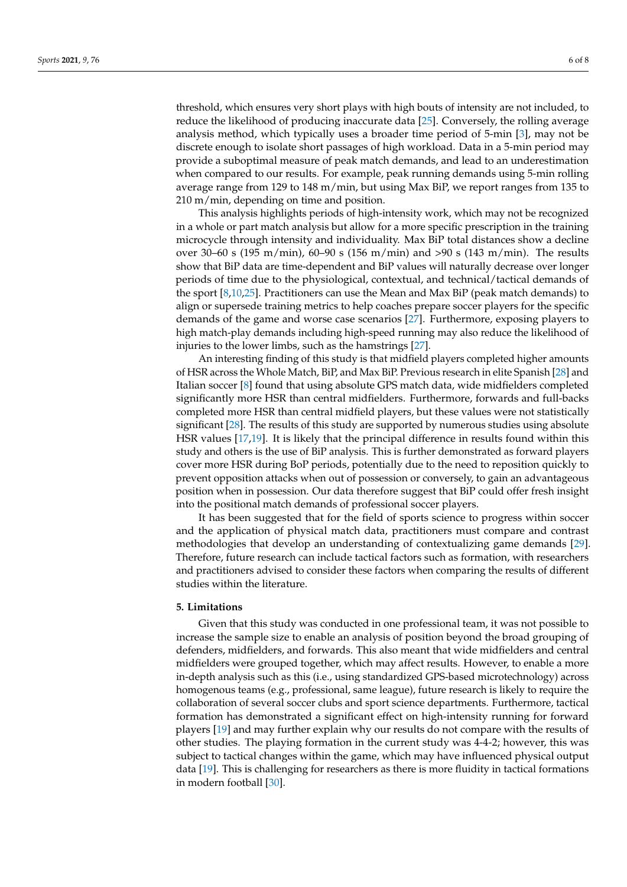threshold, which ensures very short plays with high bouts of intensity are not included, to reduce the likelihood of producing inaccurate data [25]. Conversely, the rolling average analysis method, which typically uses a broader time period of 5-min [3], may not be discrete enough to isolate short passages of high workload. Data in a 5-min period may provide a suboptimal measure of peak match demands, and lead to an underestimation when compared to our results. For example, peak running demands using 5-min rolling average range from 129 to 148 m/min, but using Max BiP, we report ranges from 135 to 210 m/min, depending on time and position.

This analysis highlights periods of high-intensity work, which may not be recognized in a whole or part match analysis but allow for a more specific prescription in the training microcycle through intensity and individuality. Max BiP total distances show a decline over 30–60 s (195 m/min), 60–90 s (156 m/min) and >90 s (143 m/min). The results show that BiP data are time-dependent and BiP values will naturally decrease over longer periods of time due to the physiological, contextual, and technical/tactical demands of the sport [8,10,25]. Practitioners can use the Mean and Max BiP (peak match demands) to align or supersede training metrics to help coaches prepare soccer players for the specific demands of the game and worse case scenarios [27]. Furthermore, exposing players to high match-play demands including high-speed running may also reduce the likelihood of injuries to the lower limbs, such as the hamstrings [27].

An interesting finding of this study is that midfield players completed higher amounts of HSR across the Whole Match, BiP, and Max BiP. Previous research in elite Spanish [28] and Italian soccer [8] found that using absolute GPS match data, wide midfielders completed significantly more HSR than central midfielders. Furthermore, forwards and full-backs completed more HSR than central midfield players, but these values were not statistically significant [28]. The results of this study are supported by numerous studies using absolute HSR values [17,19]. It is likely that the principal difference in results found within this study and others is the use of BiP analysis. This is further demonstrated as forward players cover more HSR during BoP periods, potentially due to the need to reposition quickly to prevent opposition attacks when out of possession or conversely, to gain an advantageous position when in possession. Our data therefore suggest that BiP could offer fresh insight into the positional match demands of professional soccer players.

It has been suggested that for the field of sports science to progress within soccer and the application of physical match data, practitioners must compare and contrast methodologies that develop an understanding of contextualizing game demands [29]. Therefore, future research can include tactical factors such as formation, with researchers and practitioners advised to consider these factors when comparing the results of different studies within the literature.

## 5. Limitations

Given that this study was conducted in one professional team, it was not possible to increase the sample size to enable an analysis of position beyond the broad grouping of defenders, midfielders, and forwards. This also meant that wide midfielders and central midfielders were grouped together, which may affect results. However, to enable a more in-depth analysis such as this (i.e., using standardized GPS-based microtechnology) across homogenous teams (e.g., professional, same league), future research is likely to require the collaboration of several soccer clubs and sport science departments. Furthermore, tactical formation has demonstrated a significant effect on high-intensity running for forward players [19] and may further explain why our results do not compare with the results of other studies. The playing formation in the current study was 4-4-2; however, this was subject to tactical changes within the game, which may have influenced physical output data [19]. This is challenging for researchers as there is more fluidity in tactical formations in modern football [30].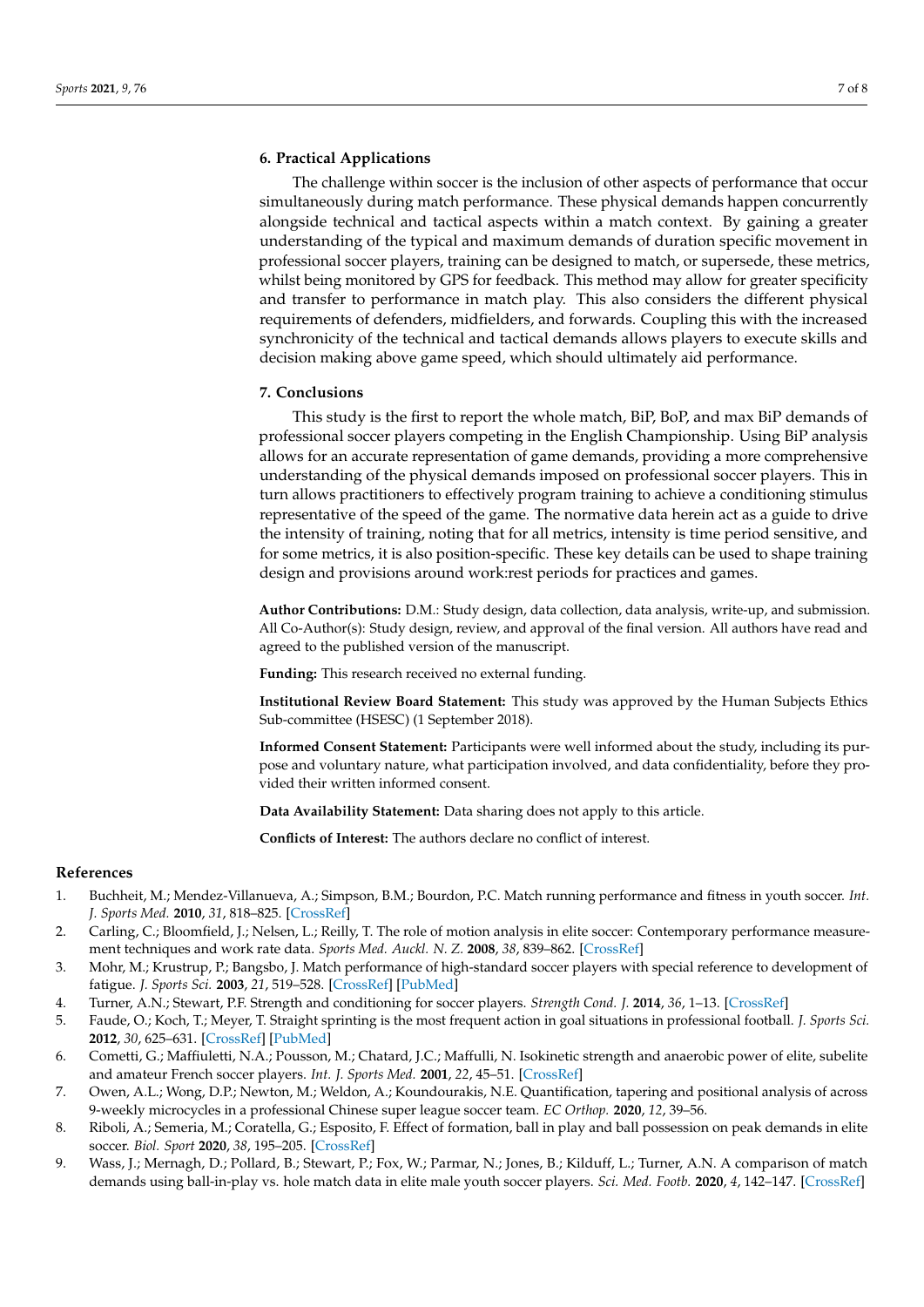## 6. Practical Applications

The challenge within soccer is the inclusion of other aspects of performance that occur simultaneously during match performance. These physical demands happen concurrently alongside technical and tactical aspects within a match context. By gaining a greater understanding of the typical and maximum demands of duration specific movement in professional soccer players, training can be designed to match, or supersede, these metrics, whilst being monitored by GPS for feedback. This method may allow for greater specificity and transfer to performance in match play. This also considers the different physical requirements of defenders, midfielders, and forwards. Coupling this with the increased synchronicity of the technical and tactical demands allows players to execute skills and decision making above game speed, which should ultimately aid performance.

## 7. Conclusions

This study is the first to report the whole match, BiP, BoP, and max BiP demands of professional soccer players competing in the English Championship. Using BiP analysis allows for an accurate representation of game demands, providing a more comprehensive understanding of the physical demands imposed on professional soccer players. This in turn allows practitioners to effectively program training to achieve a conditioning stimulus representative of the speed of the game. The normative data herein act as a guide to drive the intensity of training, noting that for all metrics, intensity is time period sensitive, and for some metrics, it is also position-specific. These key details can be used to shape training design and provisions around work:rest periods for practices and games.

**Author Contributions:** D.M.: Study design, data collection, data analysis, write-up, and submission. All Co-Author(s): Study design, review, and approval of the final version. All authors have read and agreed to the published version of the manuscript.

**Funding:** This research received no external funding.

**Institutional Review Board Statement:** This study was approved by the Human Subjects Ethics Sub-committee (HSESC) (1 September 2018).

**Informed Consent Statement:** Participants were well informed about the study, including its purpose and voluntary nature, what participation involved, and data confidentiality, before they provided their written informed consent.

**Data Availability Statement:** Data sharing does not apply to this article.

**Conflicts of Interest:** The authors declare no conflict of interest.

## References

1. Buchheit, M.; Mendez-Villanueva, A.; Simpson, B.M.; Bourdon, P.C. Match running performance and fitness in youth soccer. *Int. J. Sports Med.* **2010**, *31*, 818–825. [CrossRef]
2. Carling, C.; Bloomfield, J.; Nelsen, L.; Reilly, T. The role of motion analysis in elite soccer: Contemporary performance measurement techniques and work rate data. *Sports Med. Auckl. N. Z.* **2008**, *38*, 839–862. [CrossRef]
3. Mohr, M.; Krustrup, P.; Bangsbo, J. Match performance of high-standard soccer players with special reference to development of fatigue. *J. Sports Sci.* **2003**, *21*, 519–528. [CrossRef] [PubMed]
4. Turner, A.N.; Stewart, P.F. Strength and conditioning for soccer players. *Strength Cond. J.* **2014**, *36*, 1–13. [CrossRef]
5. Faude, O.; Koch, T.; Meyer, T. Straight sprinting is the most frequent action in goal situations in professional football. *J. Sports Sci.* **2012**, *30*, 625–631. [CrossRef] [PubMed]
6. Cometti, G.; Maffiuletti, N.A.; Pousson, M.; Chatard, J.C.; Maffulli, N. Isokinetic strength and anaerobic power of elite, subelite and amateur French soccer players. *Int. J. Sports Med.* **2001**, *22*, 45–51. [CrossRef]
7. Owen, A.L.; Wong, D.P.; Newton, M.; Weldon, A.; Koundourakis, N.E. Quantification, tapering and positional analysis of across 9-weekly microcycles in a professional Chinese super league soccer team. *EC Orthop.* **2020**, *12*, 39–56.
8. Riboli, A.; Semeria, M.; Coratella, G.; Esposito, F. Effect of formation, ball in play and ball possession on peak demands in elite soccer. *Biol. Sport* **2020**, *38*, 195–205. [CrossRef]
9. Wass, J.; Mernagh, D.; Pollard, B.; Stewart, P.; Fox, W.; Parmar, N.; Jones, B.; Kilduff, L.; Turner, A.N. A comparison of match demands using ball-in-play vs. hole match data in elite male youth soccer players. *Sci. Med. Footb.* **2020**, *4*, 142–147. [CrossRef]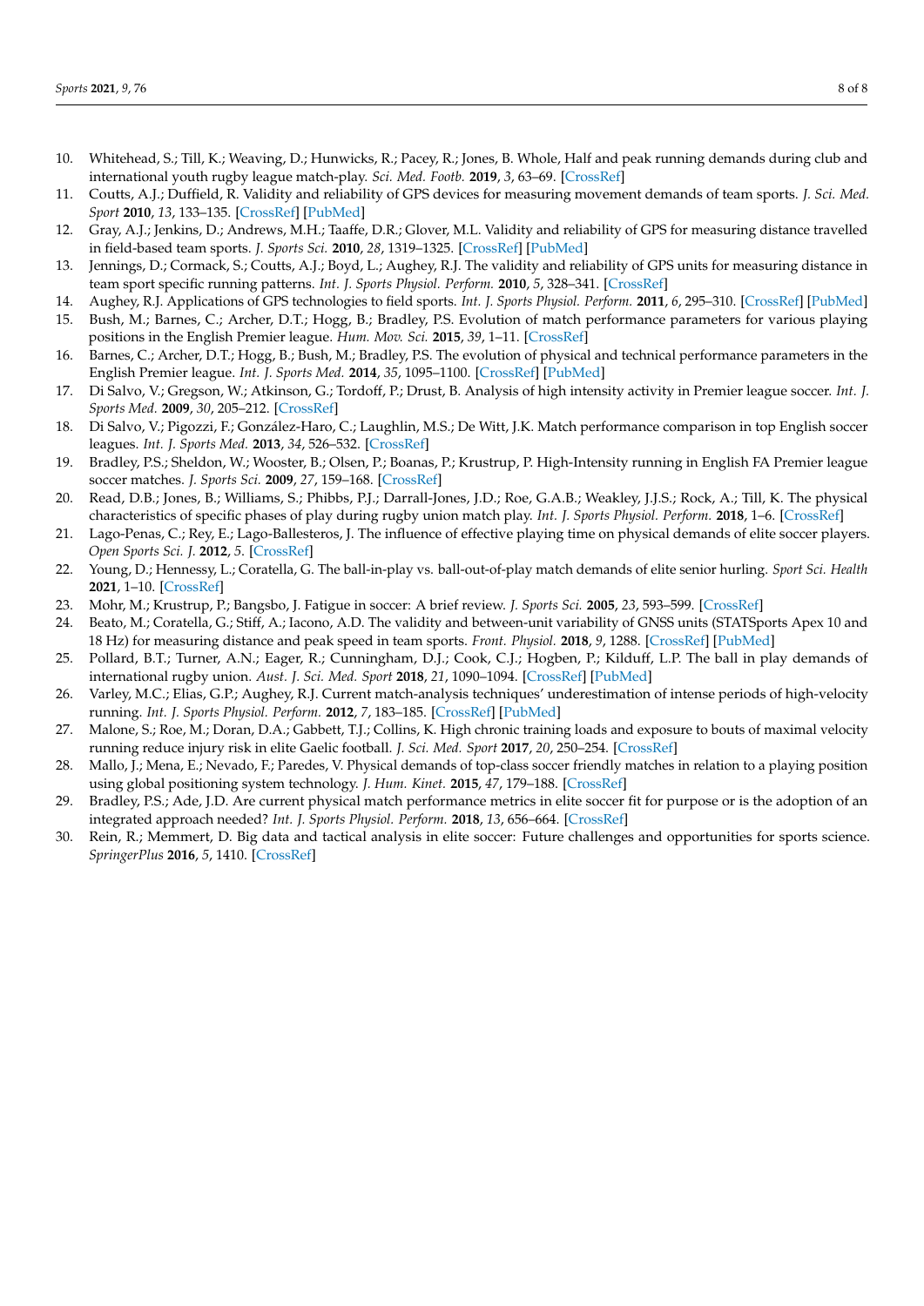10. Whitehead, S.; Till, K.; Weaving, D.; Hunwicks, R.; Pacey, R.; Jones, B. Whole, Half and peak running demands during club and international youth rugby league match-play. *Sci. Med. Footb.* **2019**, *3*, 63–69. [CrossRef]
11. Coutts, A.J.; Duffield, R. Validity and reliability of GPS devices for measuring movement demands of team sports. *J. Sci. Med. Sport* **2010**, *13*, 133–135. [CrossRef] [PubMed]
12. Gray, A.J.; Jenkins, D.; Andrews, M.H.; Taaffe, D.R.; Glover, M.L. Validity and reliability of GPS for measuring distance travelled in field-based team sports. *J. Sports Sci.* **2010**, *28*, 1319–1325. [CrossRef] [PubMed]
13. Jennings, D.; Cormack, S.; Coutts, A.J.; Boyd, L.; Aughey, R.J. The validity and reliability of GPS units for measuring distance in team sport specific running patterns. *Int. J. Sports Physiol. Perform.* **2010**, *5*, 328–341. [CrossRef]
14. Aughey, R.J. Applications of GPS technologies to field sports. *Int. J. Sports Physiol. Perform.* **2011**, *6*, 295–310. [CrossRef] [PubMed]
15. Bush, M.; Barnes, C.; Archer, D.T.; Hogg, B.; Bradley, P.S. Evolution of match performance parameters for various playing positions in the English Premier league. *Hum. Mov. Sci.* **2015**, *39*, 1–11. [CrossRef]
16. Barnes, C.; Archer, D.T.; Hogg, B.; Bush, M.; Bradley, P.S. The evolution of physical and technical performance parameters in the English Premier league. *Int. J. Sports Med.* **2014**, *35*, 1095–1100. [CrossRef] [PubMed]
17. Di Salvo, V.; Gregson, W.; Atkinson, G.; Tordoff, P.; Drust, B. Analysis of high intensity activity in Premier league soccer. *Int. J. Sports Med.* **2009**, *30*, 205–212. [CrossRef]
18. Di Salvo, V.; Pigozzi, F.; González-Haro, C.; Laughlin, M.S.; De Witt, J.K. Match performance comparison in top English soccer leagues. *Int. J. Sports Med.* **2013**, *34*, 526–532. [CrossRef]
19. Bradley, P.S.; Sheldon, W.; Wooster, B.; Olsen, P.; Boanas, P.; Krustrup, P. High-Intensity running in English FA Premier league soccer matches. *J. Sports Sci.* **2009**, *27*, 159–168. [CrossRef]
20. Read, D.B.; Jones, B.; Williams, S.; Phibbs, P.J.; Darrall-Jones, J.D.; Roe, G.A.B.; Weakley, J.J.S.; Rock, A.; Till, K. The physical characteristics of specific phases of play during rugby union match play. *Int. J. Sports Physiol. Perform.* **2018**, 1–6. [CrossRef]
21. Lago-Penas, C.; Rey, E.; Lago-Ballesteros, J. The influence of effective playing time on physical demands of elite soccer players. *Open Sports Sci. J.* **2012**, *5*. [CrossRef]
22. Young, D.; Hennessy, L.; Coratella, G. The ball-in-play vs. ball-out-of-play match demands of elite senior hurling. *Sport Sci. Health* **2021**, 1–10. [CrossRef]
23. Mohr, M.; Krustrup, P.; Bangsbo, J. Fatigue in soccer: A brief review. *J. Sports Sci.* **2005**, *23*, 593–599. [CrossRef]
24. Beato, M.; Coratella, G.; Stiff, A.; Iacono, A.D. The validity and between-unit variability of GNSS units (STATSports Apex 10 and 18 Hz) for measuring distance and peak speed in team sports. *Front. Physiol.* **2018**, *9*, 1288. [CrossRef] [PubMed]
25. Pollard, B.T.; Turner, A.N.; Eager, R.; Cunningham, D.J.; Cook, C.J.; Hogben, P.; Kilduff, L.P. The ball in play demands of international rugby union. *Aust. J. Sci. Med. Sport* **2018**, *21*, 1090–1094. [CrossRef] [PubMed]
26. Varley, M.C.; Elias, G.P.; Aughey, R.J. Current match-analysis techniques' underestimation of intense periods of high-velocity running. *Int. J. Sports Physiol. Perform.* **2012**, *7*, 183–185. [CrossRef] [PubMed]
27. Malone, S.; Roe, M.; Doran, D.A.; Gabbett, T.J.; Collins, K. High chronic training loads and exposure to bouts of maximal velocity running reduce injury risk in elite Gaelic football. *J. Sci. Med. Sport* **2017**, *20*, 250–254. [CrossRef]
28. Mallo, J.; Mena, E.; Nevado, F.; Paredes, V. Physical demands of top-class soccer friendly matches in relation to a playing position using global positioning system technology. *J. Hum. Kinet.* **2015**, *47*, 179–188. [CrossRef]
29. Bradley, P.S.; Ade, J.D. Are current physical match performance metrics in elite soccer fit for purpose or is the adoption of an integrated approach needed? *Int. J. Sports Physiol. Perform.* **2018**, *13*, 656–664. [CrossRef]
30. Rein, R.; Memmert, D. Big data and tactical analysis in elite soccer: Future challenges and opportunities for sports science. *SpringerPlus* **2016**, *5*, 1410. [CrossRef]